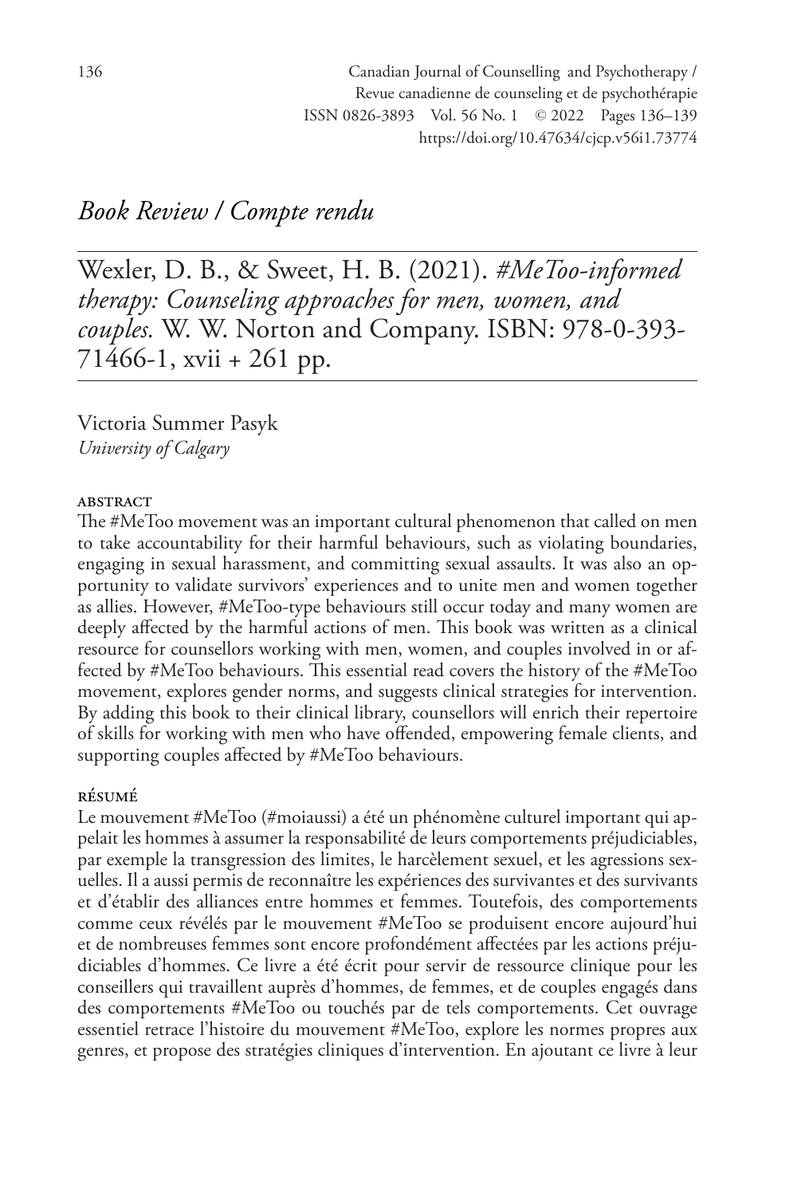*Book Review / Compte rendu*

Wexler, D. B., & Sweet, H. B. (2021). *#MeToo-informed therapy: Counseling approaches for men, women, and couples.* W. W. Norton and Company. ISBN: 978-0-393-71466-1, xvii + 261 pp.

Victoria Summer Pasyk
*University of Calgary*

#### abstract

The #MeToo movement was an important cultural phenomenon that called on men to take accountability for their harmful behaviours, such as violating boundaries, engaging in sexual harassment, and committing sexual assaults. It was also an opportunity to validate survivors' experiences and to unite men and women together as allies. However, #MeToo-type behaviours still occur today and many women are deeply affected by the harmful actions of men. This book was written as a clinical resource for counsellors working with men, women, and couples involved in or affected by #MeToo behaviours. This essential read covers the history of the #MeToo movement, explores gender norms, and suggests clinical strategies for intervention. By adding this book to their clinical library, counsellors will enrich their repertoire of skills for working with men who have offended, empowering female clients, and supporting couples affected by #MeToo behaviours.

#### résumé

Le mouvement #MeToo (#moiaussi) a été un phénomène culturel important qui appelait les hommes à assumer la responsabilité de leurs comportements préjudiciables, par exemple la transgression des limites, le harcèlement sexuel, et les agressions sexuelles. Il a aussi permis de reconnaître les expériences des survivantes et des survivants et d'établir des alliances entre hommes et femmes. Toutefois, des comportements comme ceux révélés par le mouvement #MeToo se produisent encore aujourd'hui et de nombreuses femmes sont encore profondément affectées par les actions préjudiciables d'hommes. Ce livre a été écrit pour servir de ressource clinique pour les conseillers qui travaillent auprès d'hommes, de femmes, et de couples engagés dans des comportements #MeToo ou touchés par de tels comportements. Cet ouvrage essentiel retrace l'histoire du mouvement #MeToo, explore les normes propres aux genres, et propose des stratégies cliniques d'intervention. En ajoutant ce livre à leur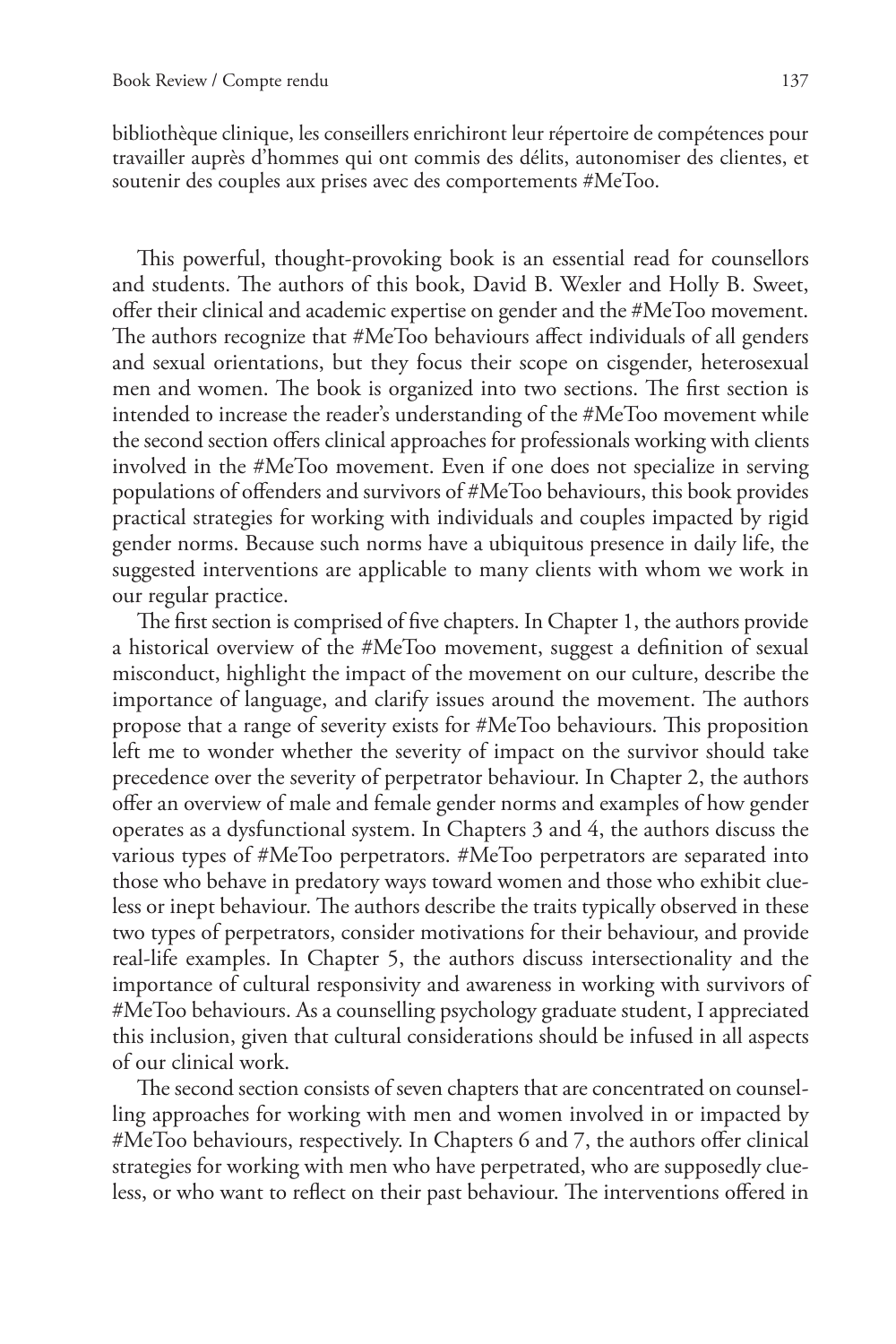bibliothèque clinique, les conseillers enrichiront leur répertoire de compétences pour travailler auprès d'hommes qui ont commis des délits, autonomiser des clientes, et soutenir des couples aux prises avec des comportements #MeToo.

This powerful, thought-provoking book is an essential read for counsellors and students. The authors of this book, David B. Wexler and Holly B. Sweet, offer their clinical and academic expertise on gender and the #MeToo movement. The authors recognize that #MeToo behaviours affect individuals of all genders and sexual orientations, but they focus their scope on cisgender, heterosexual men and women. The book is organized into two sections. The first section is intended to increase the reader's understanding of the #MeToo movement while the second section offers clinical approaches for professionals working with clients involved in the #MeToo movement. Even if one does not specialize in serving populations of offenders and survivors of #MeToo behaviours, this book provides practical strategies for working with individuals and couples impacted by rigid gender norms. Because such norms have a ubiquitous presence in daily life, the suggested interventions are applicable to many clients with whom we work in our regular practice.

The first section is comprised of five chapters. In Chapter 1, the authors provide a historical overview of the #MeToo movement, suggest a definition of sexual misconduct, highlight the impact of the movement on our culture, describe the importance of language, and clarify issues around the movement. The authors propose that a range of severity exists for #MeToo behaviours. This proposition left me to wonder whether the severity of impact on the survivor should take precedence over the severity of perpetrator behaviour. In Chapter 2, the authors offer an overview of male and female gender norms and examples of how gender operates as a dysfunctional system. In Chapters 3 and 4, the authors discuss the various types of #MeToo perpetrators. #MeToo perpetrators are separated into those who behave in predatory ways toward women and those who exhibit clueless or inept behaviour. The authors describe the traits typically observed in these two types of perpetrators, consider motivations for their behaviour, and provide real-life examples. In Chapter 5, the authors discuss intersectionality and the importance of cultural responsivity and awareness in working with survivors of #MeToo behaviours. As a counselling psychology graduate student, I appreciated this inclusion, given that cultural considerations should be infused in all aspects of our clinical work.

The second section consists of seven chapters that are concentrated on counselling approaches for working with men and women involved in or impacted by #MeToo behaviours, respectively. In Chapters 6 and 7, the authors offer clinical strategies for working with men who have perpetrated, who are supposedly clueless, or who want to reflect on their past behaviour. The interventions offered in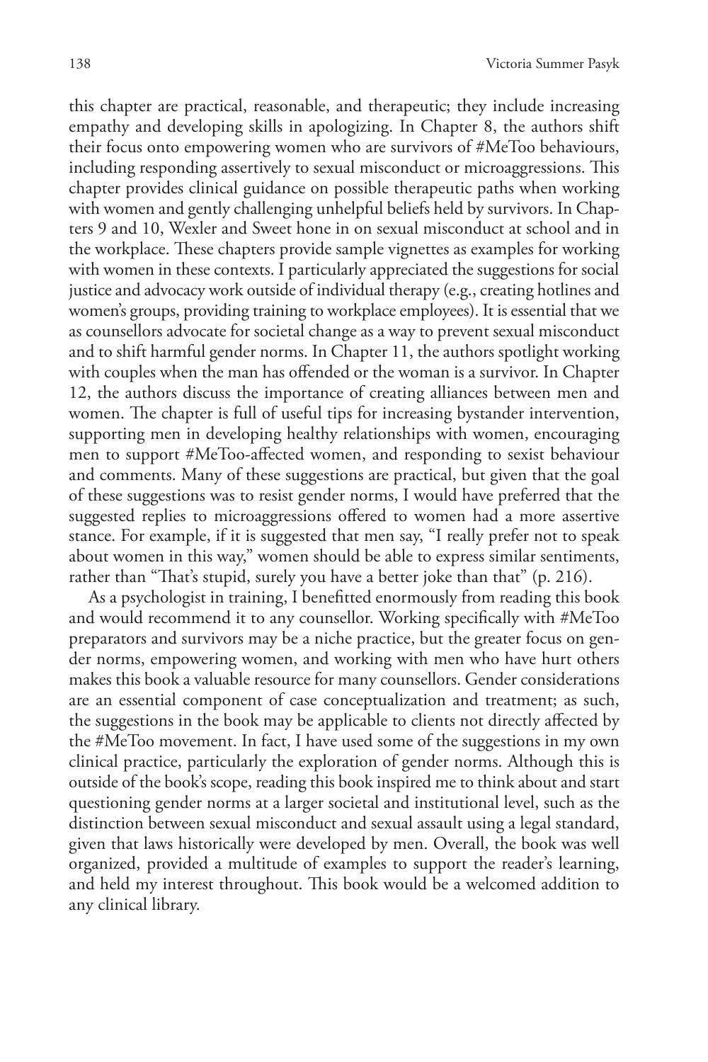this chapter are practical, reasonable, and therapeutic; they include increasing empathy and developing skills in apologizing. In Chapter 8, the authors shift their focus onto empowering women who are survivors of #MeToo behaviours, including responding assertively to sexual misconduct or microaggressions. This chapter provides clinical guidance on possible therapeutic paths when working with women and gently challenging unhelpful beliefs held by survivors. In Chapters 9 and 10, Wexler and Sweet hone in on sexual misconduct at school and in the workplace. These chapters provide sample vignettes as examples for working with women in these contexts. I particularly appreciated the suggestions for social justice and advocacy work outside of individual therapy (e.g., creating hotlines and women's groups, providing training to workplace employees). It is essential that we as counsellors advocate for societal change as a way to prevent sexual misconduct and to shift harmful gender norms. In Chapter 11, the authors spotlight working with couples when the man has offended or the woman is a survivor. In Chapter 12, the authors discuss the importance of creating alliances between men and women. The chapter is full of useful tips for increasing bystander intervention, supporting men in developing healthy relationships with women, encouraging men to support #MeToo-affected women, and responding to sexist behaviour and comments. Many of these suggestions are practical, but given that the goal of these suggestions was to resist gender norms, I would have preferred that the suggested replies to microaggressions offered to women had a more assertive stance. For example, if it is suggested that men say, "I really prefer not to speak about women in this way," women should be able to express similar sentiments, rather than "That's stupid, surely you have a better joke than that" (p. 216).

As a psychologist in training, I benefitted enormously from reading this book and would recommend it to any counsellor. Working specifically with #MeToo preparators and survivors may be a niche practice, but the greater focus on gender norms, empowering women, and working with men who have hurt others makes this book a valuable resource for many counsellors. Gender considerations are an essential component of case conceptualization and treatment; as such, the suggestions in the book may be applicable to clients not directly affected by the #MeToo movement. In fact, I have used some of the suggestions in my own clinical practice, particularly the exploration of gender norms. Although this is outside of the book's scope, reading this book inspired me to think about and start questioning gender norms at a larger societal and institutional level, such as the distinction between sexual misconduct and sexual assault using a legal standard, given that laws historically were developed by men. Overall, the book was well organized, provided a multitude of examples to support the reader's learning, and held my interest throughout. This book would be a welcomed addition to any clinical library.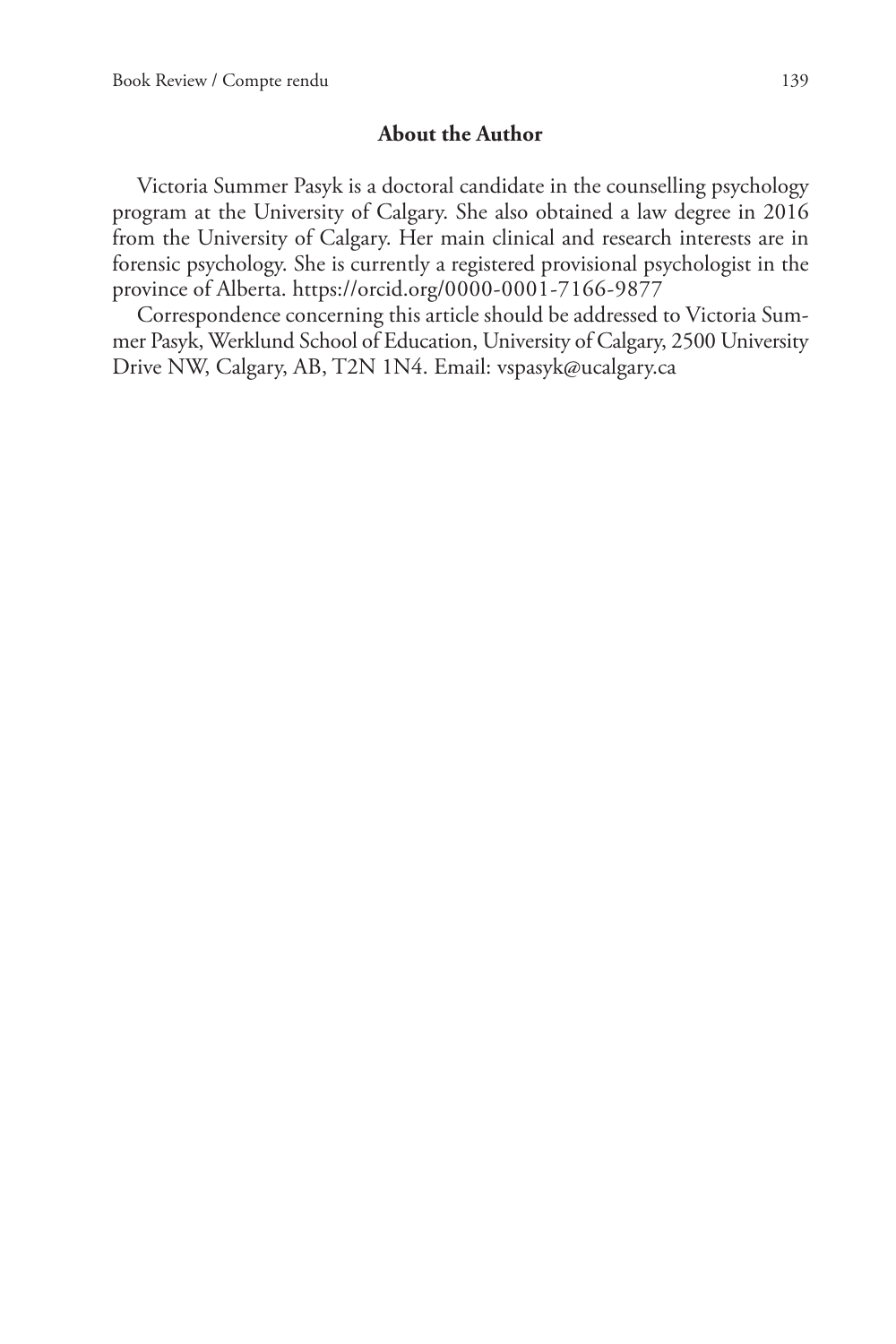## About the Author

Victoria Summer Pasyk is a doctoral candidate in the counselling psychology program at the University of Calgary. She also obtained a law degree in 2016 from the University of Calgary. Her main clinical and research interests are in forensic psychology. She is currently a registered provisional psychologist in the province of Alberta. https://orcid.org/0000-0001-7166-9877

Correspondence concerning this article should be addressed to Victoria Summer Pasyk, Werklund School of Education, University of Calgary, 2500 University Drive NW, Calgary, AB, T2N 1N4. Email: vspasyk@ucalgary.ca